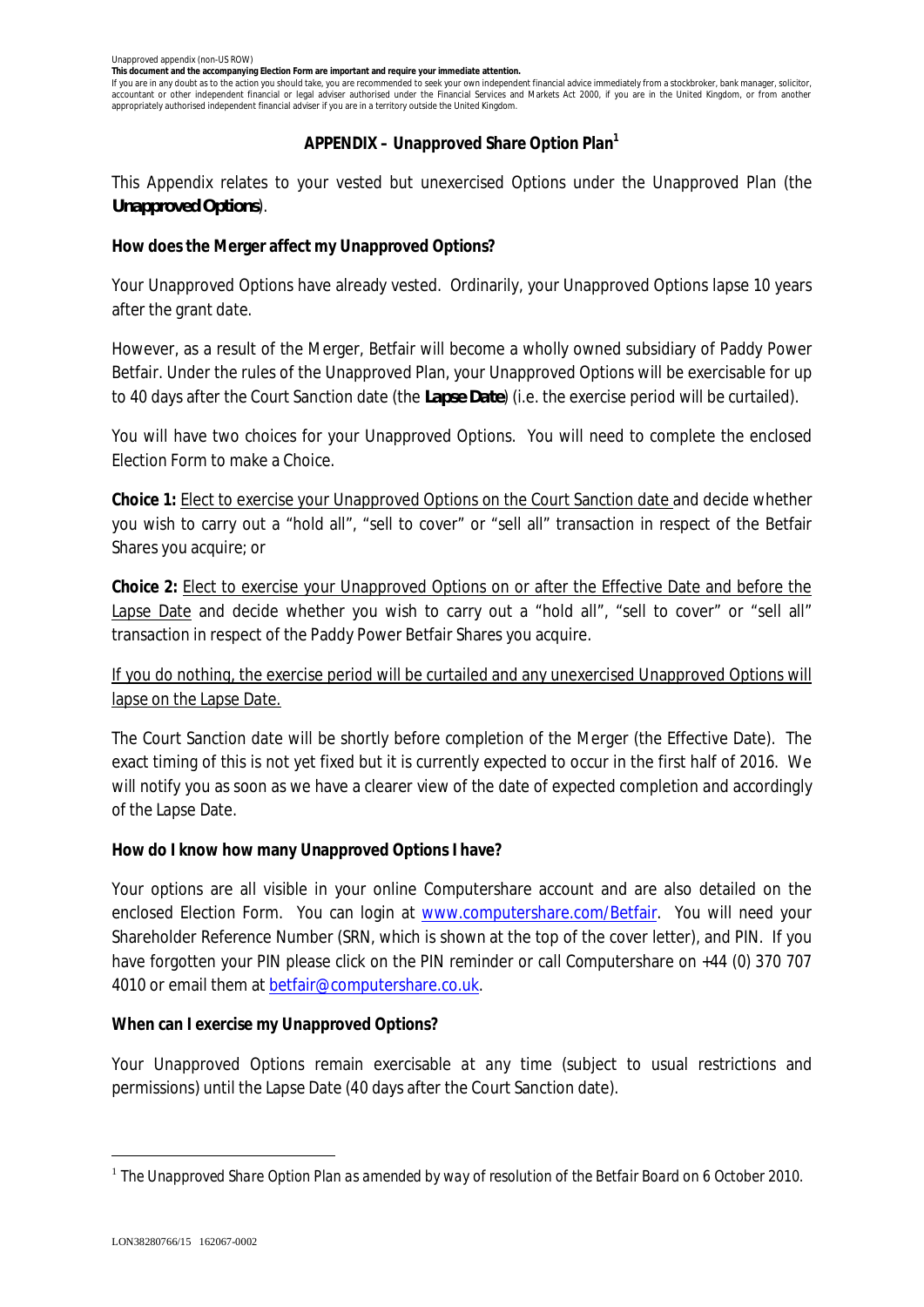Unapproved appendix (non-US ROW)

**This document and the accompanying Election Form are important and require your immediate attention.**

If you are in any doubt as to the action you should take, you are recommended to seek your own independent financial advice immediately from a stockbroker, bank manager, solicitor, accountant or other independent financial or legal adviser authorised under the Financial Services and Markets Act 2000, if you are in the United Kingdom, or from another appropriately authorised independent financial adviser if you are in a territory outside the United Kingdom.

## APPENDIX – Unapproved Share Option Plan[1]

This Appendix relates to your vested but unexercised Options under the Unapproved Plan (the **Unapproved Options**).

**How does the Merger affect my Unapproved Options?**

Your Unapproved Options have already vested. Ordinarily, your Unapproved Options lapse 10 years after the grant date.

However, as a result of the Merger, Betfair will become a wholly owned subsidiary of Paddy Power Betfair. Under the rules of the Unapproved Plan, your Unapproved Options will be exercisable for up to 40 days after the Court Sanction date (the **Lapse Date**) (i.e. the exercise period will be curtailed).

You will have two choices for your Unapproved Options. You will need to complete the enclosed Election Form to make a Choice.

**Choice 1:** <u>Elect to exercise your Unapproved Options on the Court Sanction date</u> and decide whether you wish to carry out a "hold all", "sell to cover" or "sell all" transaction in respect of the Betfair Shares you acquire; or

**Choice 2:** <u>Elect to exercise your Unapproved Options on or after the Effective Date and before the Lapse Date</u> and decide whether you wish to carry out a "hold all", "sell to cover" or "sell all" transaction in respect of the Paddy Power Betfair Shares you acquire.

<u>If you do nothing, the exercise period will be curtailed and any unexercised Unapproved Options will lapse on the Lapse Date.</u>

The Court Sanction date will be shortly before completion of the Merger (the Effective Date). The exact timing of this is not yet fixed but it is currently expected to occur in the first half of 2016. We will notify you as soon as we have a clearer view of the date of expected completion and accordingly of the Lapse Date.

**How do I know how many Unapproved Options I have?**

Your options are all visible in your online Computershare account and are also detailed on the enclosed Election Form. You can login at www.computershare.com/Betfair. You will need your Shareholder Reference Number (SRN, which is shown at the top of the cover letter), and PIN. If you have forgotten your PIN please click on the PIN reminder or call Computershare on +44 (0) 370 707 4010 or email them at betfair@computershare.co.uk.

**When can I exercise my Unapproved Options?**

Your Unapproved Options remain exercisable at any time (subject to usual restrictions and permissions) until the Lapse Date (40 days after the Court Sanction date).

[1] *The Unapproved Share Option Plan as amended by way of resolution of the Betfair Board on 6 October 2010.*

LON38280766/15 162067-0002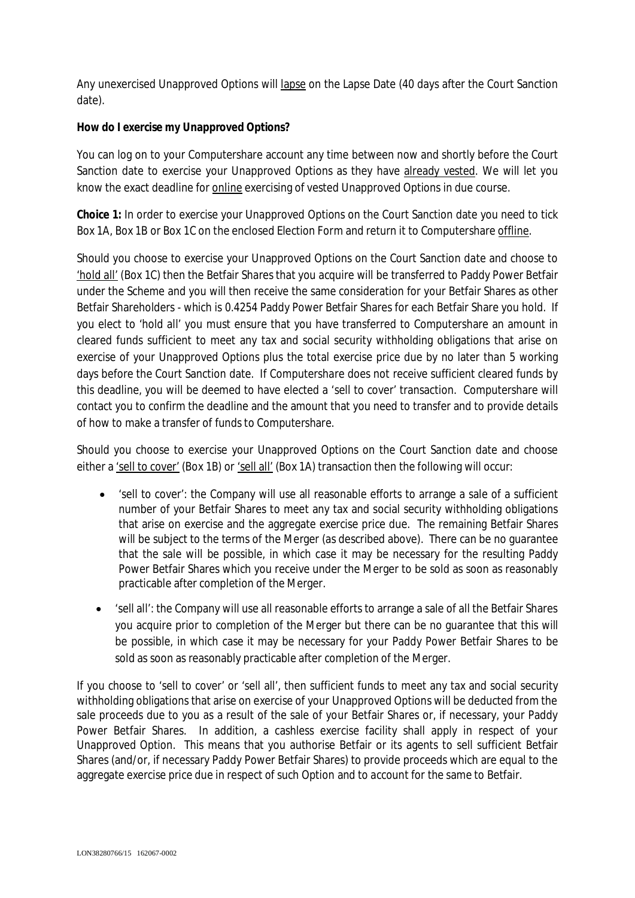Any unexercised Unapproved Options will lapse on the Lapse Date (40 days after the Court Sanction date).

**How do I exercise my Unapproved Options?**

You can log on to your Computershare account any time between now and shortly before the Court Sanction date to exercise your Unapproved Options as they have already vested. We will let you know the exact deadline for online exercising of vested Unapproved Options in due course.

**Choice 1:** In order to exercise your Unapproved Options on the Court Sanction date you need to tick Box 1A, Box 1B or Box 1C on the enclosed Election Form and return it to Computershare offline.

Should you choose to exercise your Unapproved Options on the Court Sanction date and choose to 'hold all' (Box 1C) then the Betfair Shares that you acquire will be transferred to Paddy Power Betfair under the Scheme and you will then receive the same consideration for your Betfair Shares as other Betfair Shareholders - which is 0.4254 Paddy Power Betfair Shares for each Betfair Share you hold. If you elect to 'hold all' you must ensure that you have transferred to Computershare an amount in cleared funds sufficient to meet any tax and social security withholding obligations that arise on exercise of your Unapproved Options plus the total exercise price due by no later than 5 working days before the Court Sanction date. If Computershare does not receive sufficient cleared funds by this deadline, you will be deemed to have elected a 'sell to cover' transaction. Computershare will contact you to confirm the deadline and the amount that you need to transfer and to provide details of how to make a transfer of funds to Computershare.

Should you choose to exercise your Unapproved Options on the Court Sanction date and choose either a 'sell to cover' (Box 1B) or 'sell all' (Box 1A) transaction then the following will occur:

- 'sell to cover': the Company will use all reasonable efforts to arrange a sale of a sufficient number of your Betfair Shares to meet any tax and social security withholding obligations that arise on exercise and the aggregate exercise price due. The remaining Betfair Shares will be subject to the terms of the Merger (as described above). There can be no guarantee that the sale will be possible, in which case it may be necessary for the resulting Paddy Power Betfair Shares which you receive under the Merger to be sold as soon as reasonably practicable after completion of the Merger.
- 'sell all': the Company will use all reasonable efforts to arrange a sale of all the Betfair Shares you acquire prior to completion of the Merger but there can be no guarantee that this will be possible, in which case it may be necessary for your Paddy Power Betfair Shares to be sold as soon as reasonably practicable after completion of the Merger.

If you choose to 'sell to cover' or 'sell all', then sufficient funds to meet any tax and social security withholding obligations that arise on exercise of your Unapproved Options will be deducted from the sale proceeds due to you as a result of the sale of your Betfair Shares or, if necessary, your Paddy Power Betfair Shares. In addition, a cashless exercise facility shall apply in respect of your Unapproved Option. This means that you authorise Betfair or its agents to sell sufficient Betfair Shares (and/or, if necessary Paddy Power Betfair Shares) to provide proceeds which are equal to the aggregate exercise price due in respect of such Option and to account for the same to Betfair.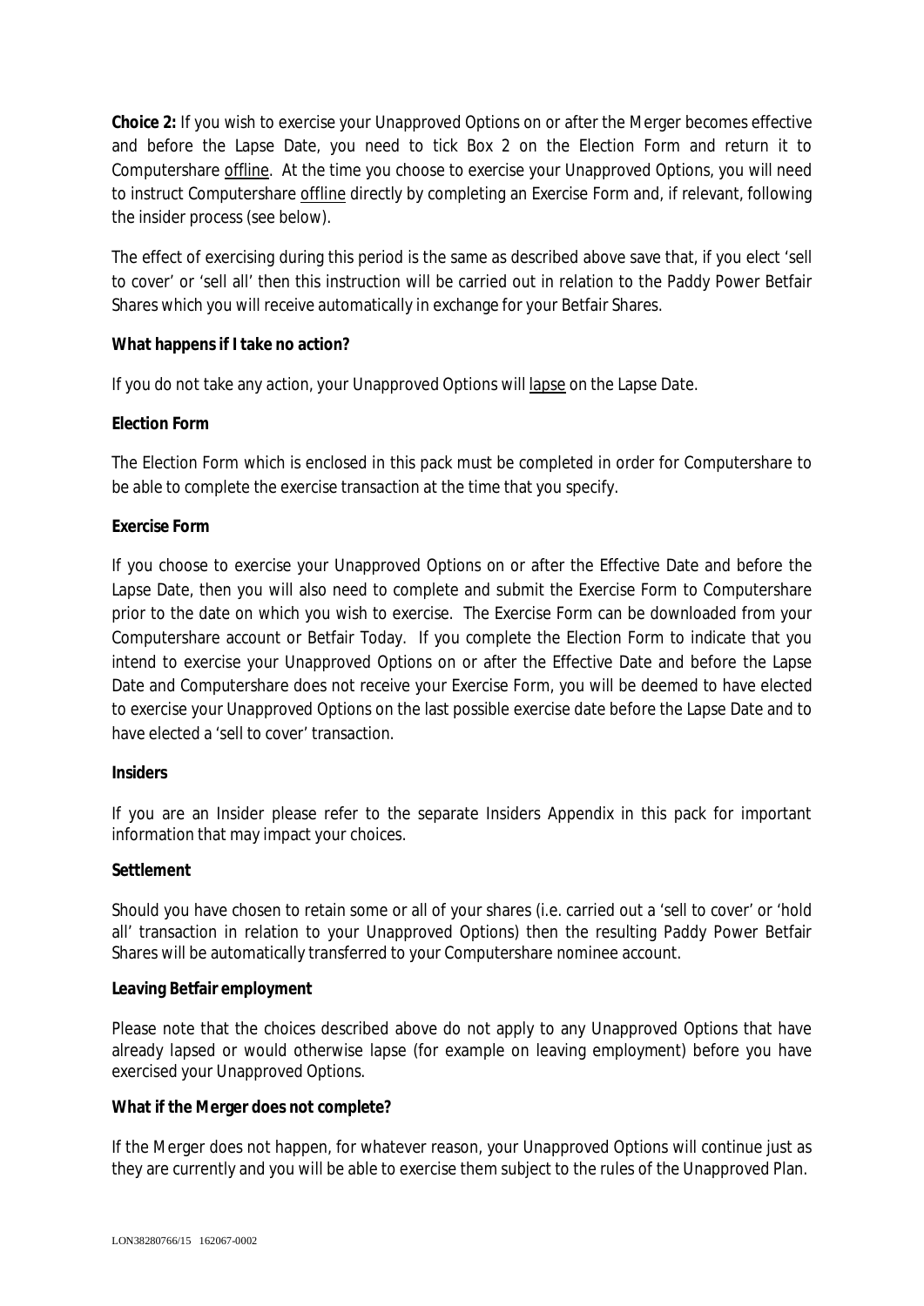**Choice 2:** If you wish to exercise your Unapproved Options on or after the Merger becomes effective and before the Lapse Date, you need to tick Box 2 on the Election Form and return it to Computershare offline. At the time you choose to exercise your Unapproved Options, you will need to instruct Computershare offline directly by completing an Exercise Form and, if relevant, following the insider process (see below).

The effect of exercising during this period is the same as described above save that, if you elect 'sell to cover' or 'sell all' then this instruction will be carried out in relation to the Paddy Power Betfair Shares which you will receive automatically in exchange for your Betfair Shares.

**What happens if I take no action?**

If you do not take any action, your Unapproved Options will lapse on the Lapse Date.

**Election Form**

The Election Form which is enclosed in this pack must be completed in order for Computershare to be able to complete the exercise transaction at the time that you specify.

**Exercise Form**

If you choose to exercise your Unapproved Options on or after the Effective Date and before the Lapse Date, then you will also need to complete and submit the Exercise Form to Computershare prior to the date on which you wish to exercise. The Exercise Form can be downloaded from your Computershare account or Betfair Today. If you complete the Election Form to indicate that you intend to exercise your Unapproved Options on or after the Effective Date and before the Lapse Date and Computershare does not receive your Exercise Form, you will be deemed to have elected to exercise your Unapproved Options on the last possible exercise date before the Lapse Date and to have elected a 'sell to cover' transaction.

**Insiders**

If you are an Insider please refer to the separate Insiders Appendix in this pack for important information that may impact your choices.

**Settlement**

Should you have chosen to retain some or all of your shares (i.e. carried out a 'sell to cover' or 'hold all' transaction in relation to your Unapproved Options) then the resulting Paddy Power Betfair Shares will be automatically transferred to your Computershare nominee account.

**Leaving Betfair employment**

Please note that the choices described above do not apply to any Unapproved Options that have already lapsed or would otherwise lapse (for example on leaving employment) before you have exercised your Unapproved Options.

**What if the Merger does not complete?**

If the Merger does not happen, for whatever reason, your Unapproved Options will continue just as they are currently and you will be able to exercise them subject to the rules of the Unapproved Plan.